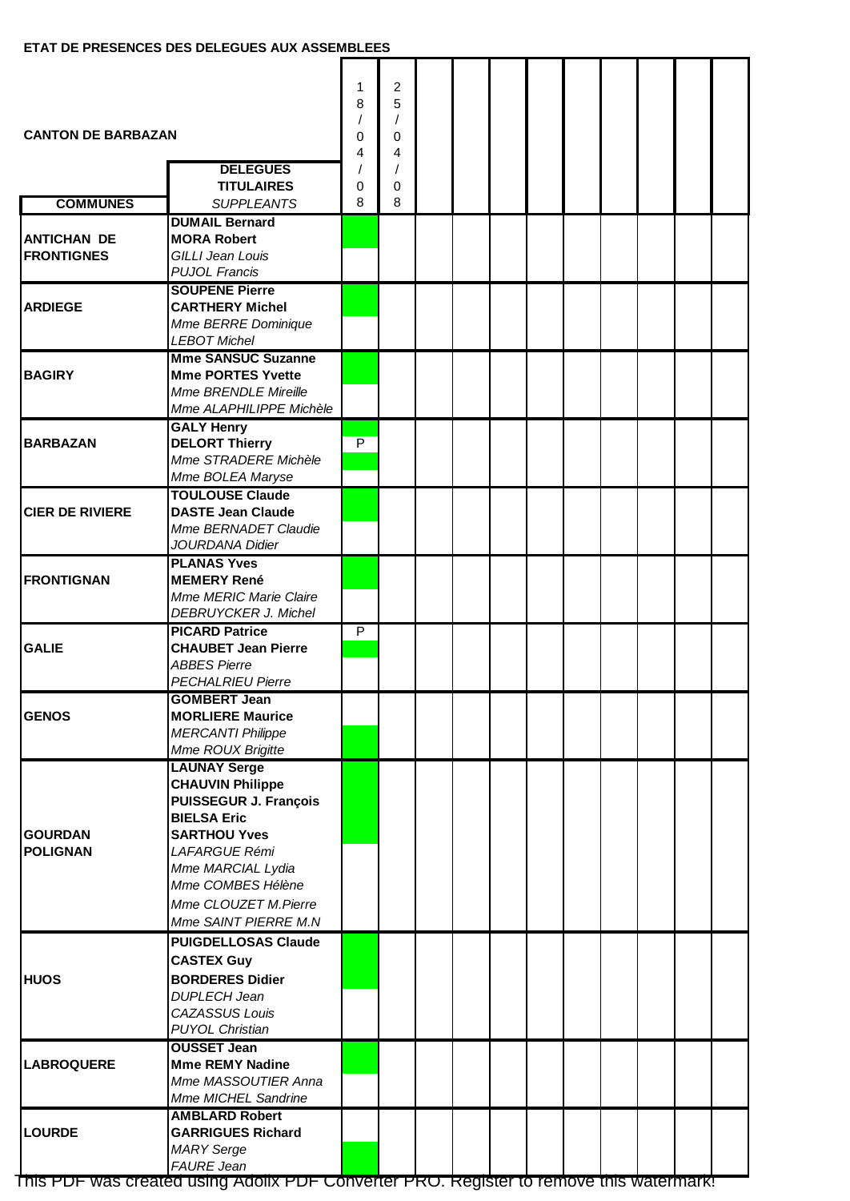**ETAT DE PRESENCES DES DELEGUES AUX ASSEMBLEES**

**CANTON DE BARBAZAN**

| COMMUNES | DELEGUES TITULAIRES / *SUPPLEANTS* | 18/04/08 | 25/04/08 | | | | | | | | | |
|---|---|---|---|---|---|---|---|---|---|---|---|---|
| ANTICHAN DE FRONTIGNES | **DUMAIL Bernard** | | | | | | | | | | | |
| | **MORA Robert** | | | | | | | | | | | |
| | *GILLI Jean Louis* | | | | | | | | | | | |
| | *PUJOL Francis* | | | | | | | | | | | |
| ARDIEGE | **SOUPENE Pierre** | | | | | | | | | | | |
| | **CARTHERY Michel** | | | | | | | | | | | |
| | *Mme BERRE Dominique* | | | | | | | | | | | |
| | *LEBOT Michel* | | | | | | | | | | | |
| BAGIRY | **Mme SANSUC Suzanne** | | | | | | | | | | | |
| | **Mme PORTES Yvette** | | | | | | | | | | | |
| | *Mme BRENDLE Mireille* | | | | | | | | | | | |
| | *Mme ALAPHILIPPE Michèle* | | | | | | | | | | | |
| BARBAZAN | **GALY Henry** | | | | | | | | | | | |
| | **DELORT Thierry** | P | | | | | | | | | | |
| | *Mme STRADERE Michèle* | | | | | | | | | | | |
| | *Mme BOLEA Maryse* | | | | | | | | | | | |
| CIER DE RIVIERE | **TOULOUSE Claude** | | | | | | | | | | | |
| | **DASTE Jean Claude** | | | | | | | | | | | |
| | *Mme BERNADET Claudie* | | | | | | | | | | | |
| | *JOURDANA Didier* | | | | | | | | | | | |
| FRONTIGNAN | **PLANAS Yves** | | | | | | | | | | | |
| | **MEMERY René** | | | | | | | | | | | |
| | *Mme MERIC Marie Claire* | | | | | | | | | | | |
| | *DEBRUYCKER J. Michel* | | | | | | | | | | | |
| GALIE | **PICARD Patrice** | P | | | | | | | | | | |
| | **CHAUBET Jean Pierre** | | | | | | | | | | | |
| | *ABBES Pierre* | | | | | | | | | | | |
| | *PECHALRIEU Pierre* | | | | | | | | | | | |
| GENOS | **GOMBERT Jean** | | | | | | | | | | | |
| | **MORLIERE Maurice** | | | | | | | | | | | |
| | *MERCANTI Philippe* | | | | | | | | | | | |
| | *Mme ROUX Brigitte* | | | | | | | | | | | |
| GOURDAN POLIGNAN | **LAUNAY Serge** | | | | | | | | | | | |
| | **CHAUVIN Philippe** | | | | | | | | | | | |
| | **PUISSEGUR J. François** | | | | | | | | | | | |
| | **BIELSA Eric** | | | | | | | | | | | |
| | **SARTHOU Yves** | | | | | | | | | | | |
| | *LAFARGUE Rémi* | | | | | | | | | | | |
| | *Mme MARCIAL Lydia* | | | | | | | | | | | |
| | *Mme COMBES Hélène* | | | | | | | | | | | |
| | *Mme CLOUZET M.Pierre* | | | | | | | | | | | |
| | *Mme SAINT PIERRE M.N* | | | | | | | | | | | |
| HUOS | **PUIGDELLOSAS Claude** | | | | | | | | | | | |
| | **CASTEX Guy** | | | | | | | | | | | |
| | **BORDERES Didier** | | | | | | | | | | | |
| | *DUPLECH Jean* | | | | | | | | | | | |
| | *CAZASSUS Louis* | | | | | | | | | | | |
| | *PUYOL Christian* | | | | | | | | | | | |
| LABROQUERE | **OUSSET Jean** | | | | | | | | | | | |
| | **Mme REMY Nadine** | | | | | | | | | | | |
| | *Mme MASSOUTIER Anna* | | | | | | | | | | | |
| | *Mme MICHEL Sandrine* | | | | | | | | | | | |
| LOURDE | **AMBLARD Robert** | | | | | | | | | | | |
| | **GARRIGUES Richard** | | | | | | | | | | | |
| | *MARY Serge* | | | | | | | | | | | |
| | *FAURE Jean* | | | | | | | | | | | |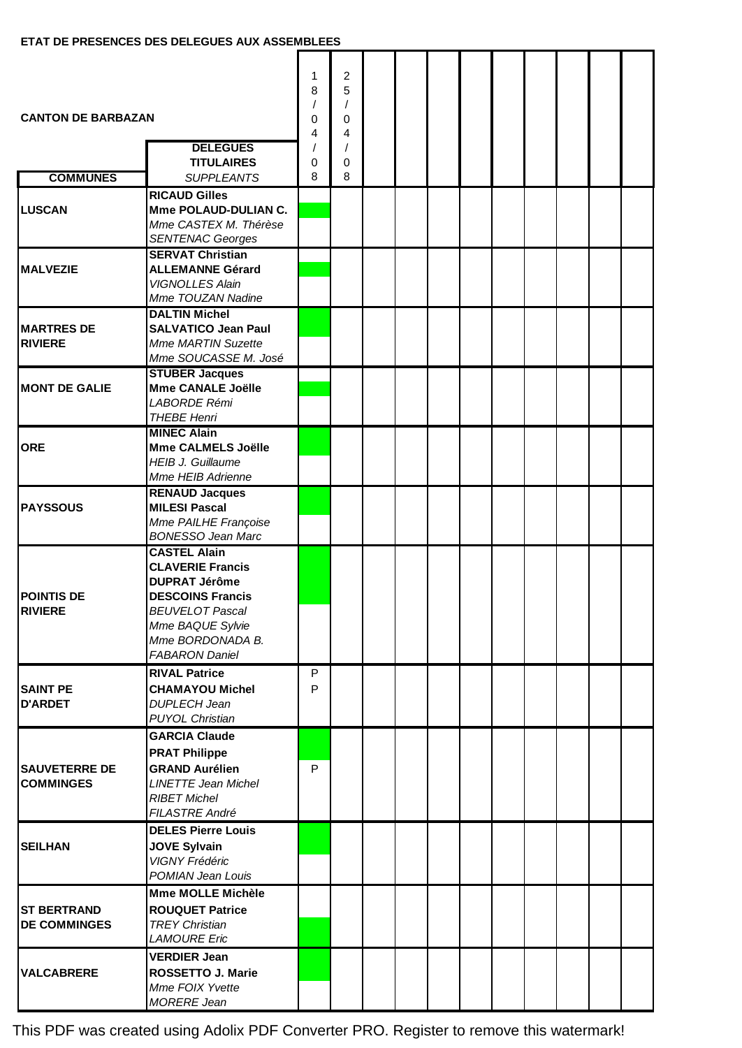**ETAT DE PRESENCES DES DELEGUES AUX ASSEMBLEES**

**CANTON DE BARBAZAN**

| COMMUNES | DELEGUES TITULAIRES / *SUPPLEANTS* | 18/04/08 | 25/04/08 | | | | | | | | | |
|---|---|---|---|---|---|---|---|---|---|---|---|---|
| **LUSCAN** | **RICAUD Gilles** | | | | | | | | | | | |
| | **Mme POLAUD-DULIAN C.** | | | | | | | | | | | |
| | *Mme CASTEX M. Thérèse* | | | | | | | | | | | |
| | *SENTENAC Georges* | | | | | | | | | | | |
| **MALVEZIE** | **SERVAT Christian** | | | | | | | | | | | |
| | **ALLEMANNE Gérard** | | | | | | | | | | | |
| | *VIGNOLLES Alain* | | | | | | | | | | | |
| | *Mme TOUZAN Nadine* | | | | | | | | | | | |
| **MARTRES DE RIVIERE** | **DALTIN Michel** | | | | | | | | | | | |
| | **SALVATICO Jean Paul** | | | | | | | | | | | |
| | *Mme MARTIN Suzette* | | | | | | | | | | | |
| | *Mme SOUCASSE M. José* | | | | | | | | | | | |
| **MONT DE GALIE** | **STUBER Jacques** | | | | | | | | | | | |
| | **Mme CANALE Joëlle** | | | | | | | | | | | |
| | *LABORDE Rémi* | | | | | | | | | | | |
| | *THEBE Henri* | | | | | | | | | | | |
| **ORE** | **MINEC Alain** | | | | | | | | | | | |
| | **Mme CALMELS Joëlle** | | | | | | | | | | | |
| | *HEIB J. Guillaume* | | | | | | | | | | | |
| | *Mme HEIB Adrienne* | | | | | | | | | | | |
| **PAYSSOUS** | **RENAUD Jacques** | | | | | | | | | | | |
| | **MILESI Pascal** | | | | | | | | | | | |
| | *Mme PAILHE Françoise* | | | | | | | | | | | |
| | *BONESSO Jean Marc* | | | | | | | | | | | |
| **POINTIS DE RIVIERE** | **CASTEL Alain** | | | | | | | | | | | |
| | **CLAVERIE Francis** | | | | | | | | | | | |
| | **DUPRAT Jérôme** | | | | | | | | | | | |
| | **DESCOINS Francis** | | | | | | | | | | | |
| | *BEUVELOT Pascal* | | | | | | | | | | | |
| | *Mme BAQUE Sylvie* | | | | | | | | | | | |
| | *Mme BORDONADA B.* | | | | | | | | | | | |
| | *FABARON Daniel* | | | | | | | | | | | |
| **SAINT PE D'ARDET** | **RIVAL Patrice** | P | | | | | | | | | | |
| | **CHAMAYOU Michel** | P | | | | | | | | | | |
| | *DUPLECH Jean* | | | | | | | | | | | |
| | *PUYOL Christian* | | | | | | | | | | | |
| **SAUVETERRE DE COMMINGES** | **GARCIA Claude** | | | | | | | | | | | |
| | **PRAT Philippe** | | | | | | | | | | | |
| | **GRAND Aurélien** | P | | | | | | | | | | |
| | *LINETTE Jean Michel* | | | | | | | | | | | |
| | *RIBET Michel* | | | | | | | | | | | |
| | *FILASTRE André* | | | | | | | | | | | |
| **SEILHAN** | **DELES Pierre Louis** | | | | | | | | | | | |
| | **JOVE Sylvain** | | | | | | | | | | | |
| | *VIGNY Frédéric* | | | | | | | | | | | |
| | *POMIAN Jean Louis* | | | | | | | | | | | |
| **ST BERTRAND DE COMMINGES** | **Mme MOLLE Michèle** | | | | | | | | | | | |
| | **ROUQUET Patrice** | | | | | | | | | | | |
| | *TREY Christian* | | | | | | | | | | | |
| | *LAMOURE Eric* | | | | | | | | | | | |
| **VALCABRERE** | **VERDIER Jean** | | | | | | | | | | | |
| | **ROSSETTO J. Marie** | | | | | | | | | | | |
| | *Mme FOIX Yvette* | | | | | | | | | | | |
| | *MORERE Jean* | | | | | | | | | | | |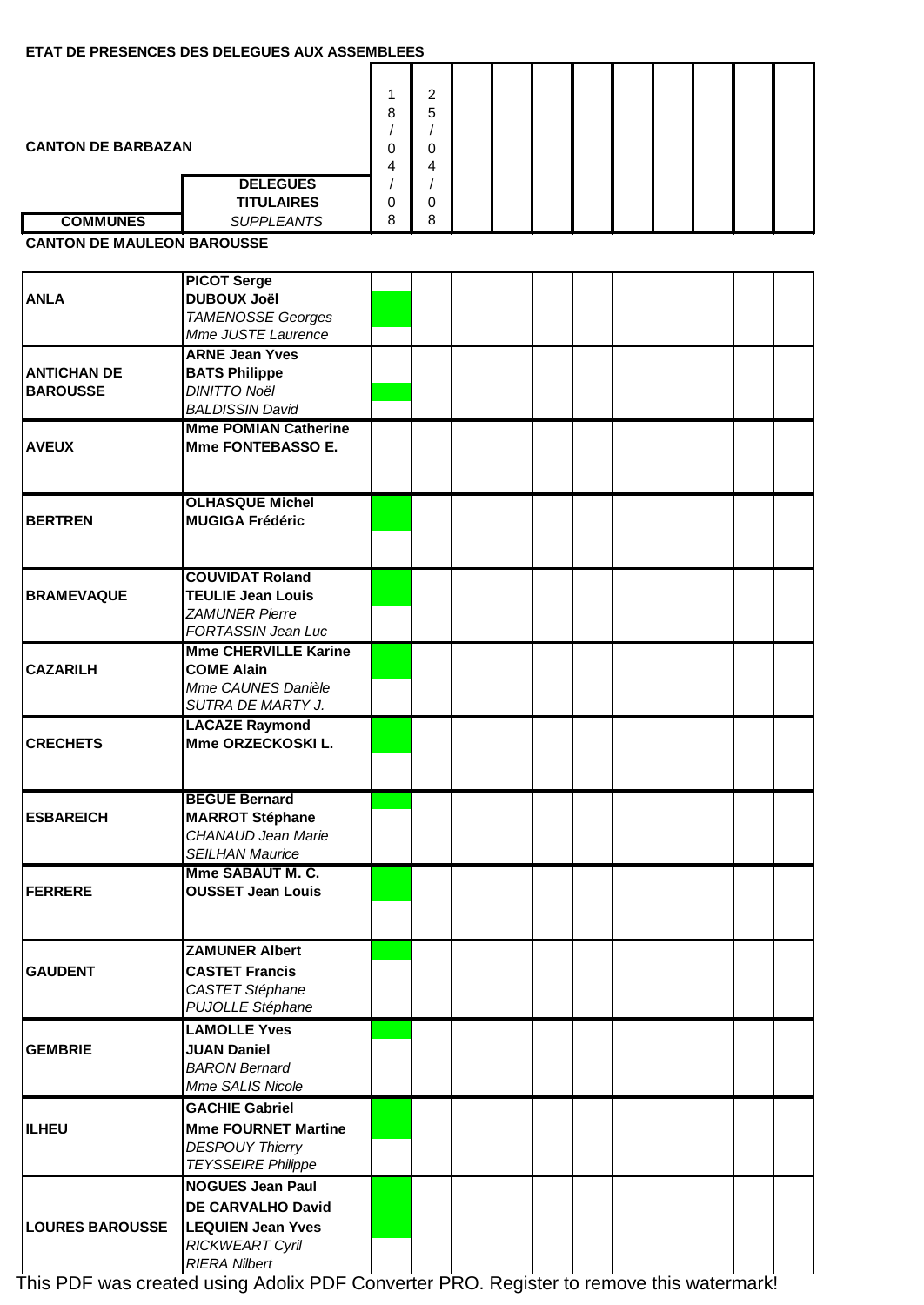**ETAT DE PRESENCES DES DELEGUES AUX ASSEMBLEES**

**CANTON DE BARBAZAN**

| COMMUNES | DELEGUES TITULAIRES / *SUPPLEANTS* | 18/04/08 | 25/04/08 | | | | | | | | | |
|---|---|---|---|---|---|---|---|---|---|---|---|---|

**CANTON DE MAULEON BAROUSSE**

| COMMUNES | DELEGUES | 18/04/08 | 25/04/08 | | | | | | | | | |
|---|---|---|---|---|---|---|---|---|---|---|---|---|
| **ANLA** | **PICOT Serge**<br>**DUBOUX Joël**<br>*TAMENOSSE Georges*<br>*Mme JUSTE Laurence* | | | | | | | | | | | |
| **ANTICHAN DE BAROUSSE** | **ARNE Jean Yves**<br>**BATS Philippe**<br>*DINITTO Noël*<br>*BALDISSIN David* | | | | | | | | | | | |
| **AVEUX** | **Mme POMIAN Catherine**<br>**Mme FONTEBASSO E.** | | | | | | | | | | | |
| **BERTREN** | **OLHASQUE Michel**<br>**MUGIGA Frédéric** | | | | | | | | | | | |
| **BRAMEVAQUE** | **COUVIDAT Roland**<br>**TEULIE Jean Louis**<br>*ZAMUNER Pierre*<br>*FORTASSIN Jean Luc* | | | | | | | | | | | |
| **CAZARILH** | **Mme CHERVILLE Karine**<br>**COME Alain**<br>*Mme CAUNES Danièle*<br>*SUTRA DE MARTY J.* | | | | | | | | | | | |
| **CRECHETS** | **LACAZE Raymond**<br>**Mme ORZECKOSKI L.** | | | | | | | | | | | |
| **ESBAREICH** | **BEGUE Bernard**<br>**MARROT Stéphane**<br>*CHANAUD Jean Marie*<br>*SEILHAN Maurice* | | | | | | | | | | | |
| **FERRERE** | **Mme SABAUT M. C.**<br>**OUSSET Jean Louis** | | | | | | | | | | | |
| **GAUDENT** | **ZAMUNER Albert**<br>**CASTET Francis**<br>*CASTET Stéphane*<br>*PUJOLLE Stéphane* | | | | | | | | | | | |
| **GEMBRIE** | **LAMOLLE Yves**<br>**JUAN Daniel**<br>*BARON Bernard*<br>*Mme SALIS Nicole* | | | | | | | | | | | |
| **ILHEU** | **GACHIE Gabriel**<br>**Mme FOURNET Martine**<br>*DESPOUY Thierry*<br>*TEYSSEIRE Philippe* | | | | | | | | | | | |
| **LOURES BAROUSSE** | **NOGUES Jean Paul**<br>**DE CARVALHO David**<br>**LEQUIEN Jean Yves**<br>*RICKWEART Cyril*<br>*RIERA Nilbert* | | | | | | | | | | | |

This PDF was created using Adolix PDF Converter PRO. Register to remove this watermark!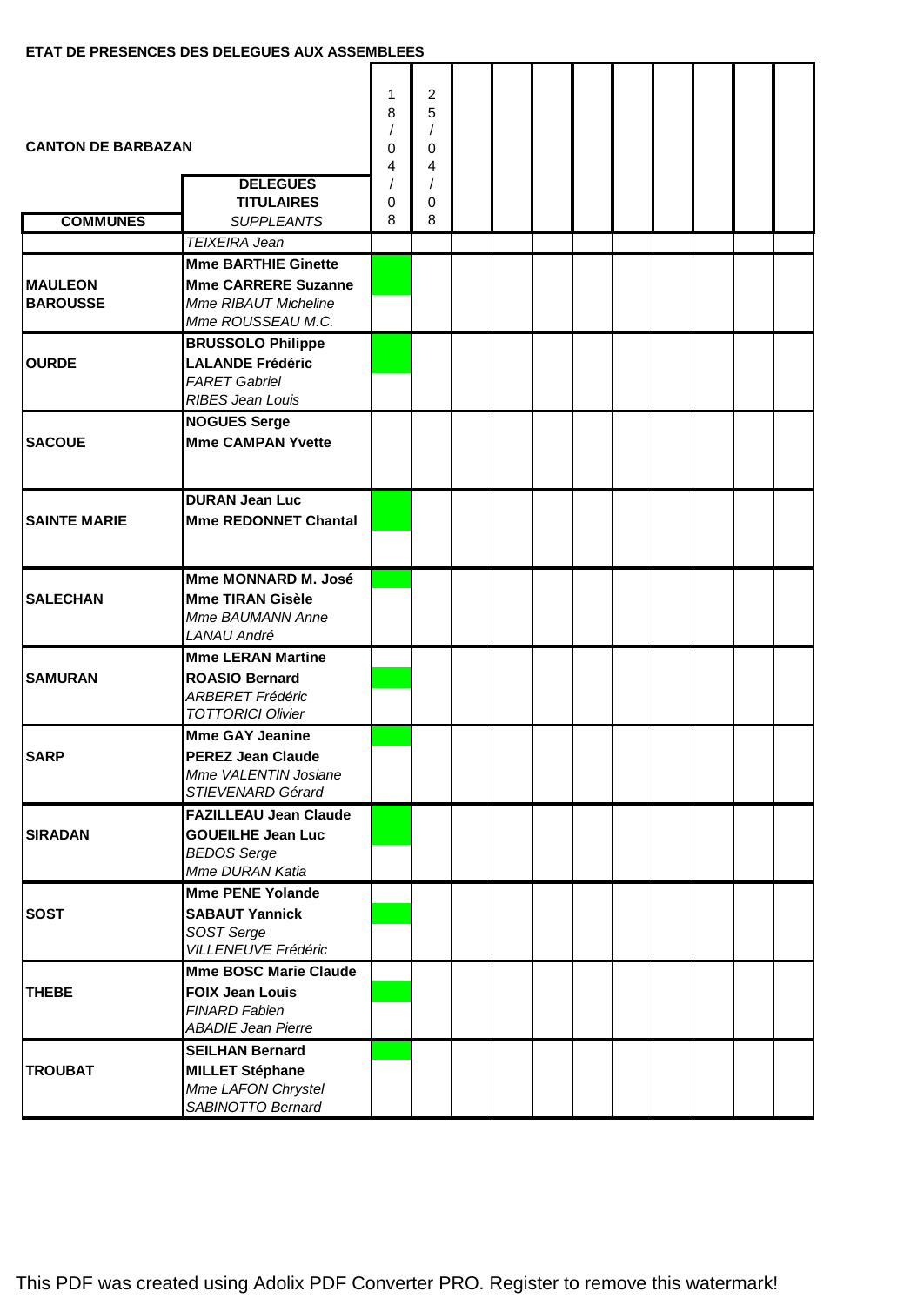**ETAT DE PRESENCES DES DELEGUES AUX ASSEMBLEES**

| CANTON DE BARBAZAN | DELEGUES TITULAIRES *SUPPLEANTS* | 18/04/08 | 25/04/08 | | | | | | | | | |
|---|---|---|---|---|---|---|---|---|---|---|---|---|
| **COMMUNES** | | | | | | | | | | | | |
| | *TEIXEIRA Jean* | | | | | | | | | | | |
| **MAULEON BAROUSSE** | **Mme BARTHIE Ginette** | | | | | | | | | | | |
| | **Mme CARRERE Suzanne** | | | | | | | | | | | |
| | *Mme RIBAUT Micheline* | | | | | | | | | | | |
| | *Mme ROUSSEAU M.C.* | | | | | | | | | | | |
| **OURDE** | **BRUSSOLO Philippe** | | | | | | | | | | | |
| | **LALANDE Frédéric** | | | | | | | | | | | |
| | *FARET Gabriel* | | | | | | | | | | | |
| | *RIBES Jean Louis* | | | | | | | | | | | |
| **SACOUE** | **NOGUES Serge** | | | | | | | | | | | |
| | **Mme CAMPAN Yvette** | | | | | | | | | | | |
| **SAINTE MARIE** | **DURAN Jean Luc** | | | | | | | | | | | |
| | **Mme REDONNET Chantal** | | | | | | | | | | | |
| **SALECHAN** | **Mme MONNARD M. José** | | | | | | | | | | | |
| | **Mme TIRAN Gisèle** | | | | | | | | | | | |
| | *Mme BAUMANN Anne* | | | | | | | | | | | |
| | *LANAU André* | | | | | | | | | | | |
| **SAMURAN** | **Mme LERAN Martine** | | | | | | | | | | | |
| | **ROASIO Bernard** | | | | | | | | | | | |
| | *ARBERET Frédéric* | | | | | | | | | | | |
| | *TOTTORICI Olivier* | | | | | | | | | | | |
| **SARP** | **Mme GAY Jeanine** | | | | | | | | | | | |
| | **PEREZ Jean Claude** | | | | | | | | | | | |
| | *Mme VALENTIN Josiane* | | | | | | | | | | | |
| | *STIEVENARD Gérard* | | | | | | | | | | | |
| **SIRADAN** | **FAZILLEAU Jean Claude** | | | | | | | | | | | |
| | **GOUEILHE Jean Luc** | | | | | | | | | | | |
| | *BEDOS Serge* | | | | | | | | | | | |
| | *Mme DURAN Katia* | | | | | | | | | | | |
| **SOST** | **Mme PENE Yolande** | | | | | | | | | | | |
| | **SABAUT Yannick** | | | | | | | | | | | |
| | *SOST Serge* | | | | | | | | | | | |
| | *VILLENEUVE Frédéric* | | | | | | | | | | | |
| **THEBE** | **Mme BOSC Marie Claude** | | | | | | | | | | | |
| | **FOIX Jean Louis** | | | | | | | | | | | |
| | *FINARD Fabien* | | | | | | | | | | | |
| | *ABADIE Jean Pierre* | | | | | | | | | | | |
| **TROUBAT** | **SEILHAN Bernard** | | | | | | | | | | | |
| | **MILLET Stéphane** | | | | | | | | | | | |
| | *Mme LAFON Chrystel* | | | | | | | | | | | |
| | *SABINOTTO Bernard* | | | | | | | | | | | |